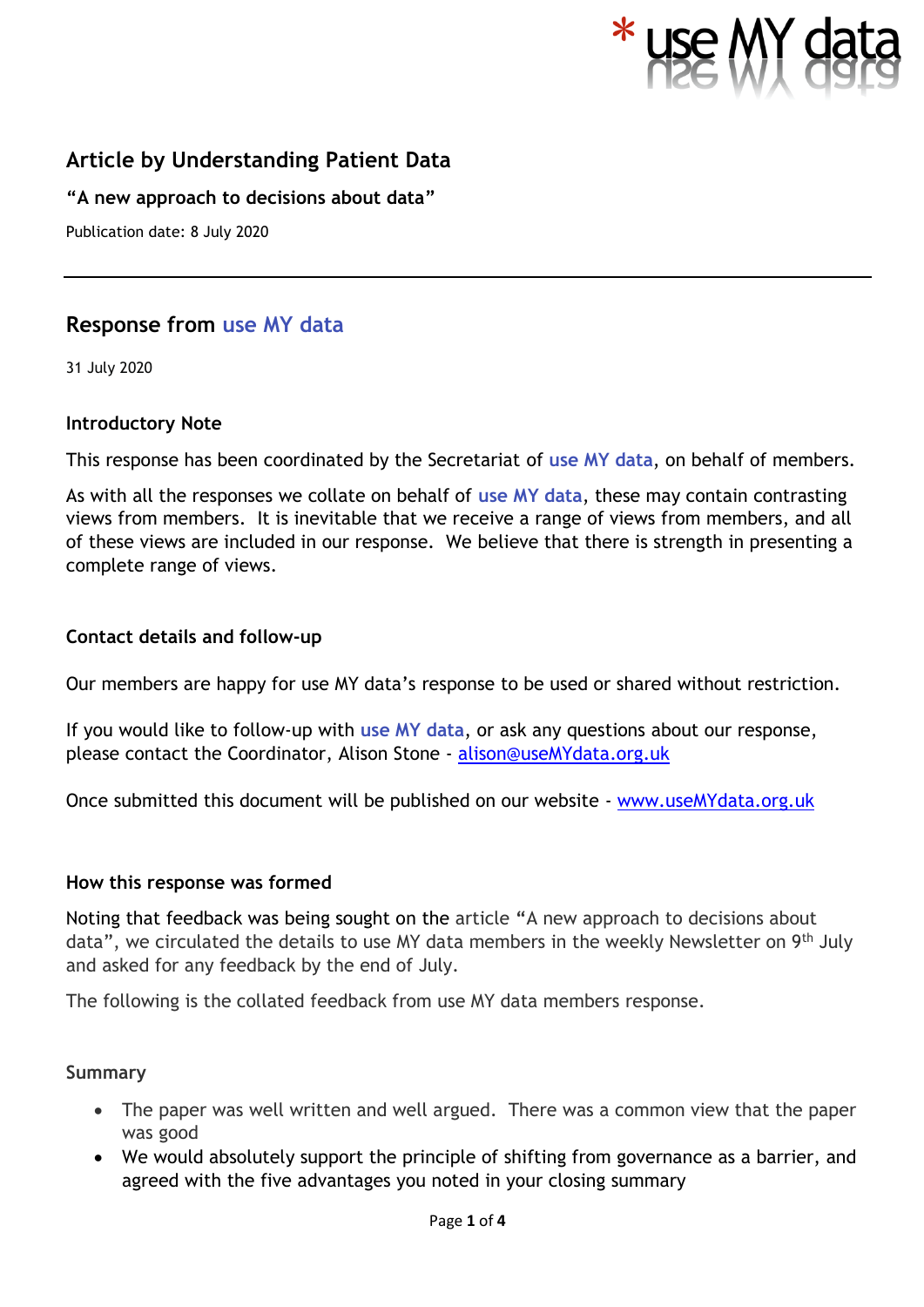## Article by Understanding Patient Data

**"A new approach to decisions about data"**

Publication date: 8 July 2020

---

## Response from use MY data

31 July 2020

### Introductory Note

This response has been coordinated by the Secretariat of **use MY data**, on behalf of members.

As with all the responses we collate on behalf of **use MY data**, these may contain contrasting views from members. It is inevitable that we receive a range of views from members, and all of these views are included in our response. We believe that there is strength in presenting a complete range of views.

### Contact details and follow-up

Our members are happy for use MY data's response to be used or shared without restriction.

If you would like to follow-up with **use MY data**, or ask any questions about our response, please contact the Coordinator, Alison Stone - alison@useMYdata.org.uk

Once submitted this document will be published on our website - www.useMYdata.org.uk

### How this response was formed

Noting that feedback was being sought on the article "A new approach to decisions about data", we circulated the details to use MY data members in the weekly Newsletter on 9th July and asked for any feedback by the end of July.

The following is the collated feedback from use MY data members response.

### Summary

- The paper was well written and well argued. There was a common view that the paper was good
- We would absolutely support the principle of shifting from governance as a barrier, and agreed with the five advantages you noted in your closing summary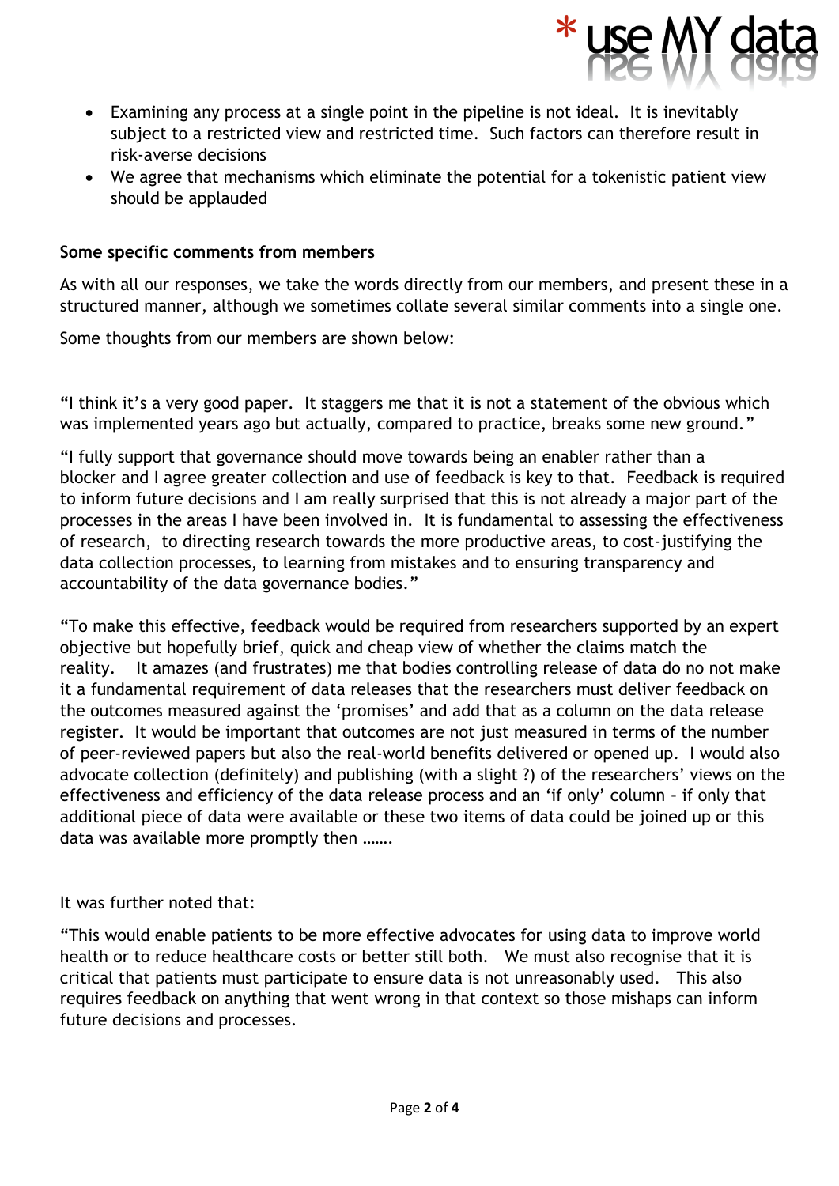- Examining any process at a single point in the pipeline is not ideal. It is inevitably subject to a restricted view and restricted time. Such factors can therefore result in risk-averse decisions
- We agree that mechanisms which eliminate the potential for a tokenistic patient view should be applauded

**Some specific comments from members**

As with all our responses, we take the words directly from our members, and present these in a structured manner, although we sometimes collate several similar comments into a single one.

Some thoughts from our members are shown below:

"I think it's a very good paper. It staggers me that it is not a statement of the obvious which was implemented years ago but actually, compared to practice, breaks some new ground."

"I fully support that governance should move towards being an enabler rather than a blocker and I agree greater collection and use of feedback is key to that. Feedback is required to inform future decisions and I am really surprised that this is not already a major part of the processes in the areas I have been involved in. It is fundamental to assessing the effectiveness of research, to directing research towards the more productive areas, to cost-justifying the data collection processes, to learning from mistakes and to ensuring transparency and accountability of the data governance bodies."

"To make this effective, feedback would be required from researchers supported by an expert objective but hopefully brief, quick and cheap view of whether the claims match the reality. It amazes (and frustrates) me that bodies controlling release of data do no not make it a fundamental requirement of data releases that the researchers must deliver feedback on the outcomes measured against the 'promises' and add that as a column on the data release register. It would be important that outcomes are not just measured in terms of the number of peer-reviewed papers but also the real-world benefits delivered or opened up. I would also advocate collection (definitely) and publishing (with a slight ?) of the researchers' views on the effectiveness and efficiency of the data release process and an 'if only' column – if only that additional piece of data were available or these two items of data could be joined up or this data was available more promptly then …….

It was further noted that:

"This would enable patients to be more effective advocates for using data to improve world health or to reduce healthcare costs or better still both. We must also recognise that it is critical that patients must participate to ensure data is not unreasonably used. This also requires feedback on anything that went wrong in that context so those mishaps can inform future decisions and processes.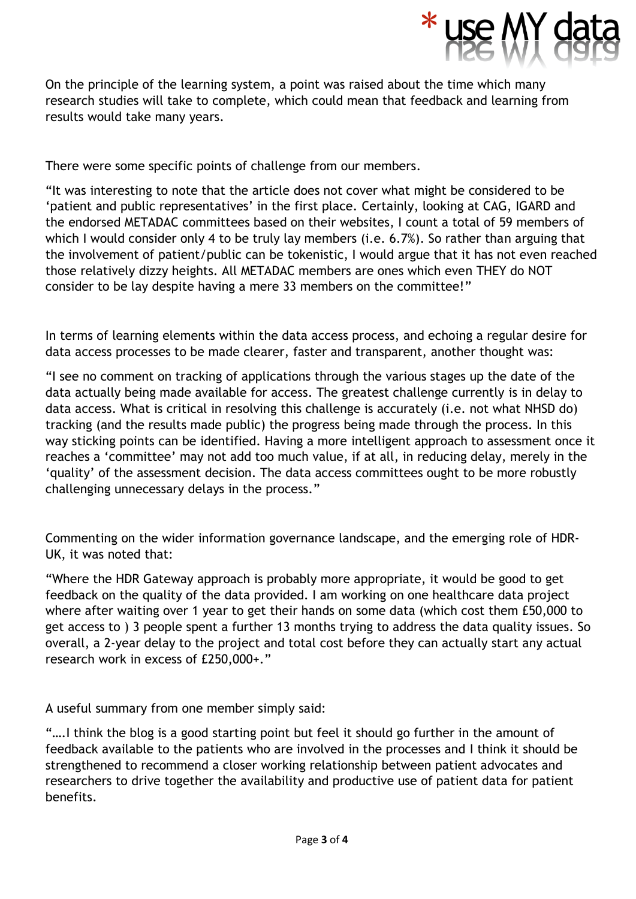On the principle of the learning system, a point was raised about the time which many research studies will take to complete, which could mean that feedback and learning from results would take many years.

There were some specific points of challenge from our members.

"It was interesting to note that the article does not cover what might be considered to be 'patient and public representatives' in the first place. Certainly, looking at CAG, IGARD and the endorsed METADAC committees based on their websites, I count a total of 59 members of which I would consider only 4 to be truly lay members (i.e. 6.7%). So rather than arguing that the involvement of patient/public can be tokenistic, I would argue that it has not even reached those relatively dizzy heights. All METADAC members are ones which even THEY do NOT consider to be lay despite having a mere 33 members on the committee!"

In terms of learning elements within the data access process, and echoing a regular desire for data access processes to be made clearer, faster and transparent, another thought was:

"I see no comment on tracking of applications through the various stages up the date of the data actually being made available for access. The greatest challenge currently is in delay to data access. What is critical in resolving this challenge is accurately (i.e. not what NHSD do) tracking (and the results made public) the progress being made through the process. In this way sticking points can be identified. Having a more intelligent approach to assessment once it reaches a 'committee' may not add too much value, if at all, in reducing delay, merely in the 'quality' of the assessment decision. The data access committees ought to be more robustly challenging unnecessary delays in the process."

Commenting on the wider information governance landscape, and the emerging role of HDR-UK, it was noted that:

"Where the HDR Gateway approach is probably more appropriate, it would be good to get feedback on the quality of the data provided. I am working on one healthcare data project where after waiting over 1 year to get their hands on some data (which cost them £50,000 to get access to ) 3 people spent a further 13 months trying to address the data quality issues. So overall, a 2-year delay to the project and total cost before they can actually start any actual research work in excess of £250,000+."

A useful summary from one member simply said:

"….I think the blog is a good starting point but feel it should go further in the amount of feedback available to the patients who are involved in the processes and I think it should be strengthened to recommend a closer working relationship between patient advocates and researchers to drive together the availability and productive use of patient data for patient benefits.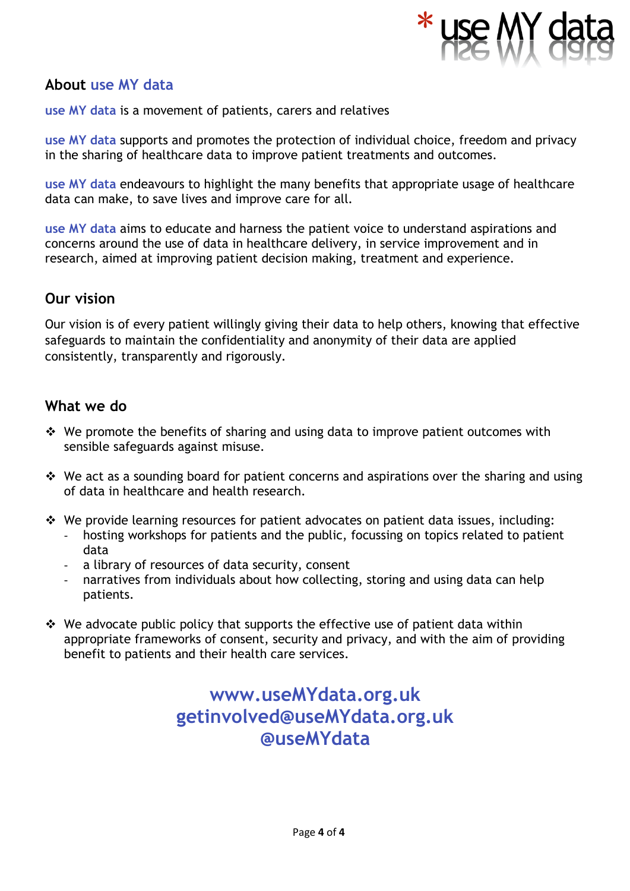*use MY data

## About use MY data

use MY data is a movement of patients, carers and relatives

use MY data supports and promotes the protection of individual choice, freedom and privacy in the sharing of healthcare data to improve patient treatments and outcomes.

use MY data endeavours to highlight the many benefits that appropriate usage of healthcare data can make, to save lives and improve care for all.

use MY data aims to educate and harness the patient voice to understand aspirations and concerns around the use of data in healthcare delivery, in service improvement and in research, aimed at improving patient decision making, treatment and experience.

## Our vision

Our vision is of every patient willingly giving their data to help others, knowing that effective safeguards to maintain the confidentiality and anonymity of their data are applied consistently, transparently and rigorously.

## What we do

- We promote the benefits of sharing and using data to improve patient outcomes with sensible safeguards against misuse.

- We act as a sounding board for patient concerns and aspirations over the sharing and using of data in healthcare and health research.

- We provide learning resources for patient advocates on patient data issues, including:
  - hosting workshops for patients and the public, focussing on topics related to patient data
  - a library of resources of data security, consent
  - narratives from individuals about how collecting, storing and using data can help patients.

- We advocate public policy that supports the effective use of patient data within appropriate frameworks of consent, security and privacy, and with the aim of providing benefit to patients and their health care services.

**www.useMYdata.org.uk**
**getinvolved@useMYdata.org.uk**
**@useMYdata**